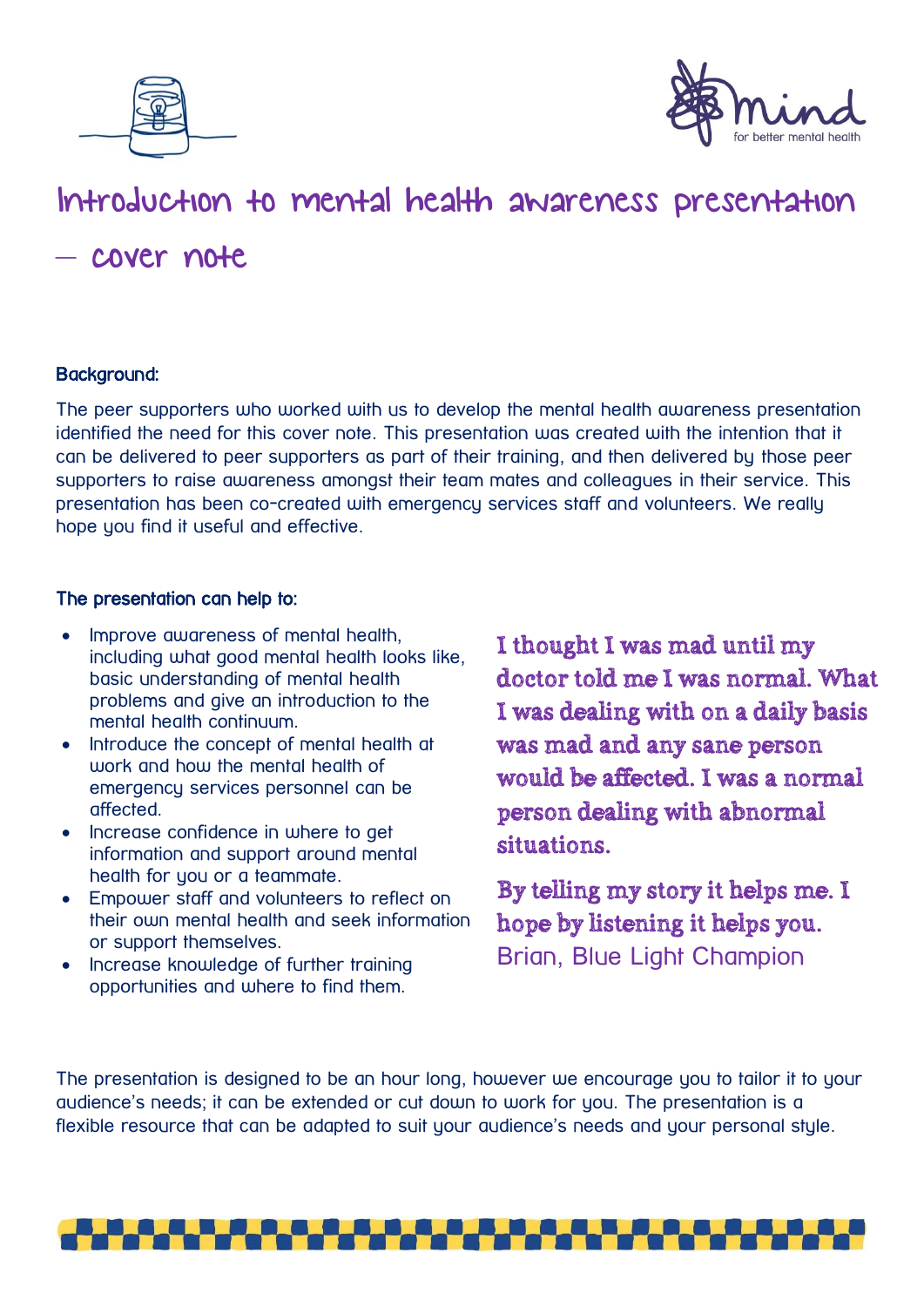# Introduction to mental health awareness presentation – cover note

**Background:**

The peer supporters who worked with us to develop the mental health awareness presentation identified the need for this cover note. This presentation was created with the intention that it can be delivered to peer supporters as part of their training, and then delivered by those peer supporters to raise awareness amongst their team mates and colleagues in their service. This presentation has been co-created with emergency services staff and volunteers. We really hope you find it useful and effective.

**The presentation can help to:**

- Improve awareness of mental health, including what good mental health looks like, basic understanding of mental health problems and give an introduction to the mental health continuum.
- Introduce the concept of mental health at work and how the mental health of emergency services personnel can be affected.
- Increase confidence in where to get information and support around mental health for you or a teammate.
- Empower staff and volunteers to reflect on their own mental health and seek information or support themselves.
- Increase knowledge of further training opportunities and where to find them.

**I thought I was mad until my doctor told me I was normal. What I was dealing with on a daily basis was mad and any sane person would be affected. I was a normal person dealing with abnormal situations.**

**By telling my story it helps me. I hope by listening it helps you.**
Brian, Blue Light Champion

The presentation is designed to be an hour long, however we encourage you to tailor it to your audience's needs; it can be extended or cut down to work for you. The presentation is a flexible resource that can be adapted to suit your audience's needs and your personal style.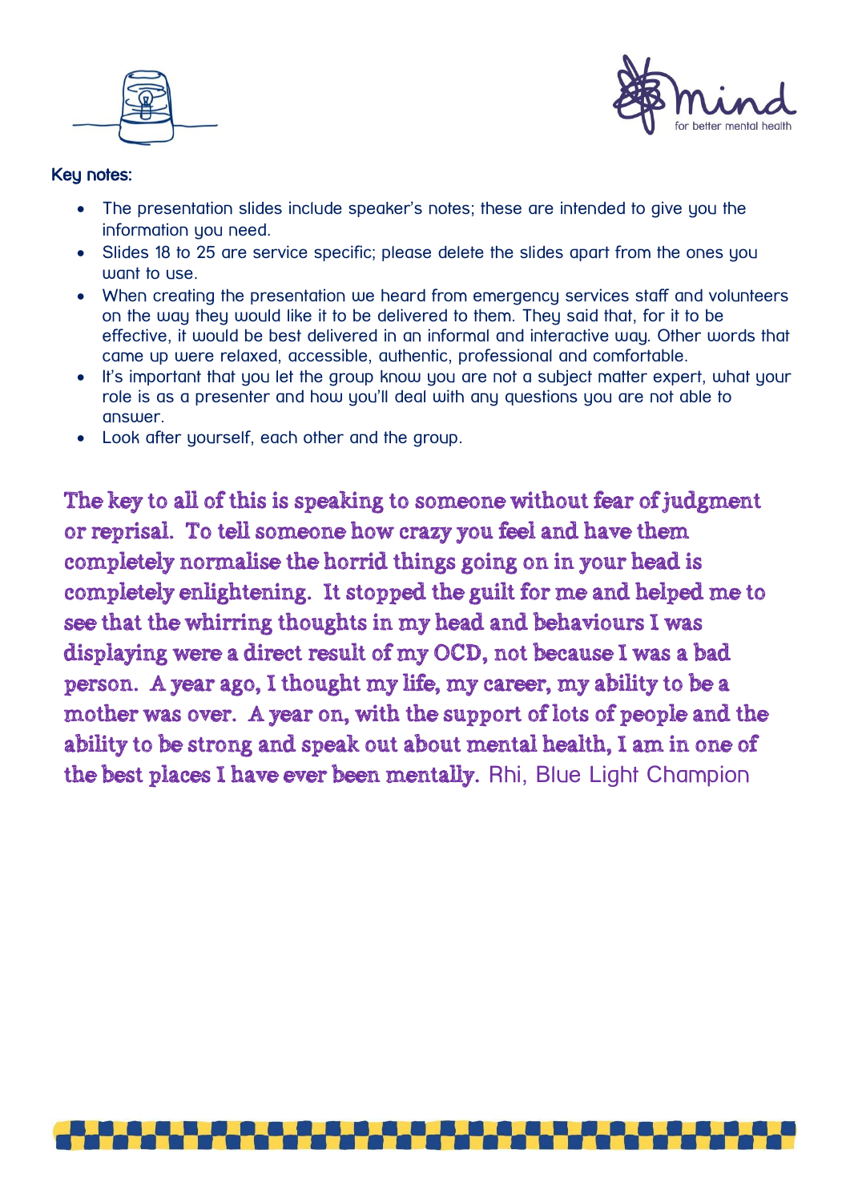**Key notes:**

- The presentation slides include speaker's notes; these are intended to give you the information you need.
- Slides 18 to 25 are service specific; please delete the slides apart from the ones you want to use.
- When creating the presentation we heard from emergency services staff and volunteers on the way they would like it to be delivered to them. They said that, for it to be effective, it would be best delivered in an informal and interactive way. Other words that came up were relaxed, accessible, authentic, professional and comfortable.
- It's important that you let the group know you are not a subject matter expert, what your role is as a presenter and how you'll deal with any questions you are not able to answer.
- Look after yourself, each other and the group.

**The key to all of this is speaking to someone without fear of judgment or reprisal. To tell someone how crazy you feel and have them completely normalise the horrid things going on in your head is completely enlightening. It stopped the guilt for me and helped me to see that the whirring thoughts in my head and behaviours I was displaying were a direct result of my OCD, not because I was a bad person. A year ago, I thought my life, my career, my ability to be a mother was over. A year on, with the support of lots of people and the ability to be strong and speak out about mental health, I am in one of the best places I have ever been mentally.** Rhi, Blue Light Champion